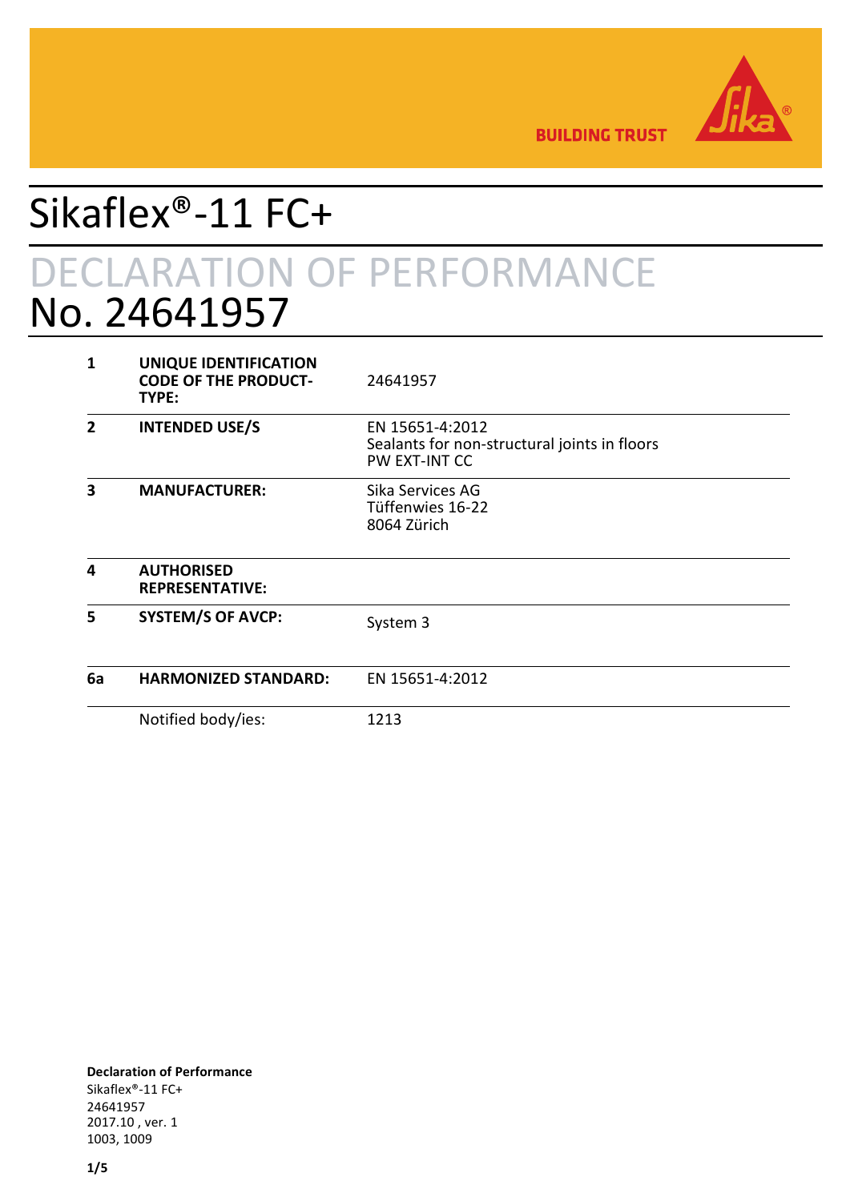BUILDING TRUST

# Sikaflex®-11 FC+

## DECLARATION OF PERFORMANCE
## No. 24641957

| | | |
|---|---|---|
| **1** | **UNIQUE IDENTIFICATION CODE OF THE PRODUCT-TYPE:** | 24641957 |
| **2** | **INTENDED USE/S** | EN 15651-4:2012<br>Sealants for non-structural joints in floors<br>PW EXT-INT CC |
| **3** | **MANUFACTURER:** | Sika Services AG<br>Tüffenwies 16-22<br>8064 Zürich |
| **4** | **AUTHORISED REPRESENTATIVE:** | |
| **5** | **SYSTEM/S OF AVCP:** | System 3 |
| **6a** | **HARMONIZED STANDARD:** | EN 15651-4:2012 |
| | Notified body/ies: | 1213 |

**Declaration of Performance**
Sikaflex®-11 FC+
24641957
2017.10 , ver. 1
1003, 1009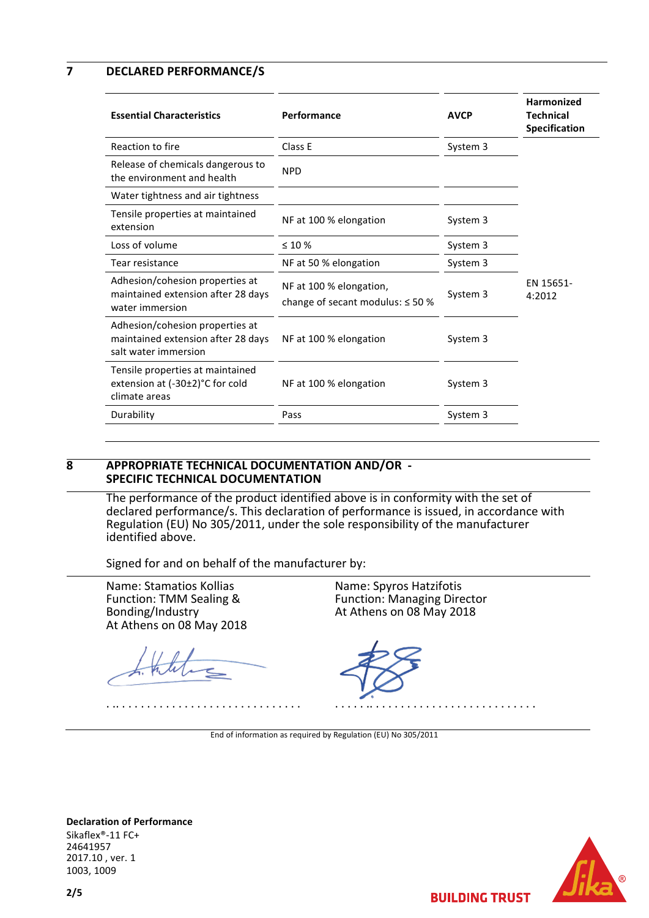## 7 DECLARED PERFORMANCE/S

| Essential Characteristics | Performance | AVCP | Harmonized Technical Specification |
|---|---|---|---|
| Reaction to fire | Class E | System 3 | EN 15651-4:2012 |
| Release of chemicals dangerous to the environment and health | NPD | | |
| Water tightness and air tightness | | | |
| Tensile properties at maintained extension | NF at 100 % elongation | System 3 | |
| Loss of volume | ≤ 10 % | System 3 | |
| Tear resistance | NF at 50 % elongation | System 3 | |
| Adhesion/cohesion properties at maintained extension after 28 days water immersion | NF at 100 % elongation, change of secant modulus: ≤ 50 % | System 3 | |
| Adhesion/cohesion properties at maintained extension after 28 days salt water immersion | NF at 100 % elongation | System 3 | |
| Tensile properties at maintained extension at (-30±2)°C for cold climate areas | NF at 100 % elongation | System 3 | |
| Durability | Pass | System 3 | |

## 8 APPROPRIATE TECHNICAL DOCUMENTATION AND/OR - SPECIFIC TECHNICAL DOCUMENTATION

The performance of the product identified above is in conformity with the set of declared performance/s. This declaration of performance is issued, in accordance with Regulation (EU) No 305/2011, under the sole responsibility of the manufacturer identified above.

Signed for and on behalf of the manufacturer by:

Name: Stamatios Kollias
Function: TMM Sealing & Bonding/Industry
At Athens on 08 May 2018

. .. . . . . . . . . . . . . . . . . . . . . . . . . . . .

Name: Spyros Hatzifotis
Function: Managing Director
At Athens on 08 May 2018

. . . . . .. . . . . . . . . . . . . . . . . . . . . . . . . .

End of information as required by Regulation (EU) No 305/2011

**Declaration of Performance**
Sikaflex®-11 FC+
24641957
2017.10 , ver. 1
1003, 1009

BUILDING TRUST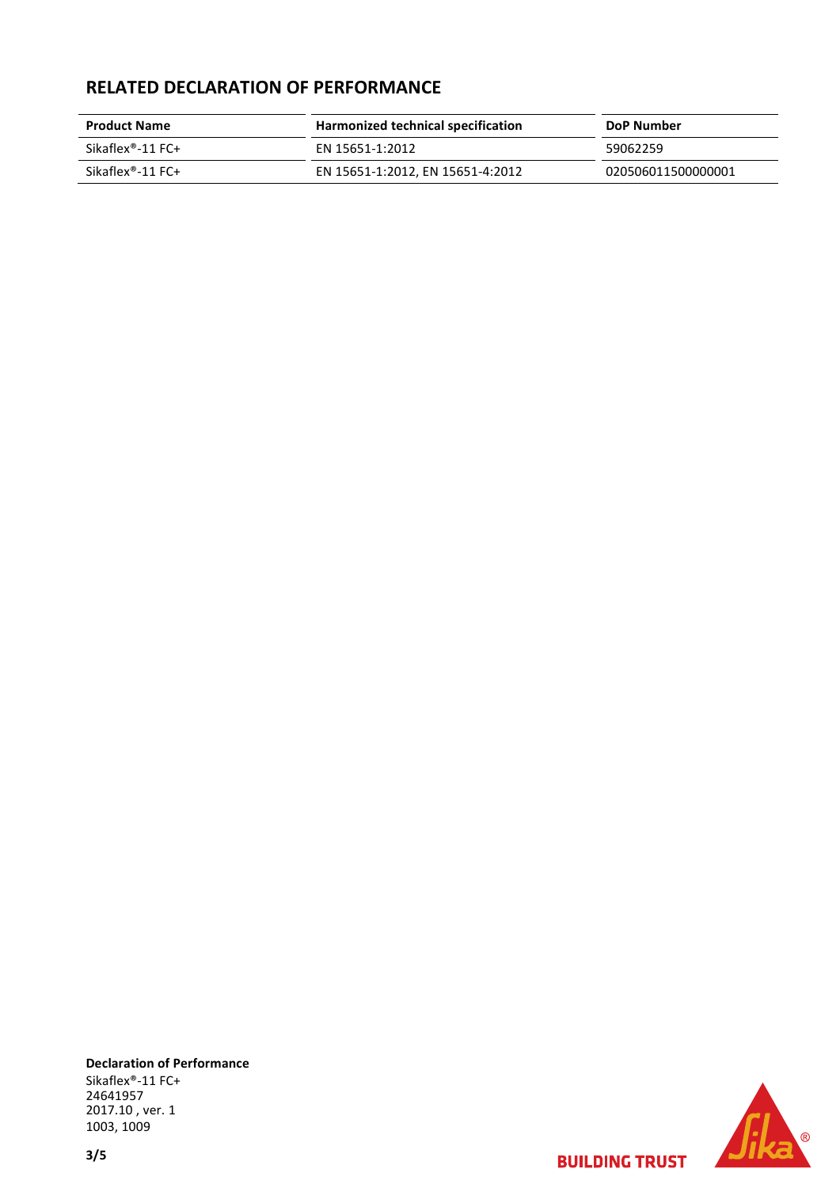## RELATED DECLARATION OF PERFORMANCE

| Product Name | Harmonized technical specification | DoP Number |
|---|---|---|
| Sikaflex®-11 FC+ | EN 15651-1:2012 | 59062259 |
| Sikaflex®-11 FC+ | EN 15651-1:2012, EN 15651-4:2012 | 020506011500000001 |

**Declaration of Performance**
Sikaflex®-11 FC+
24641957
2017.10 , ver. 1
1003, 1009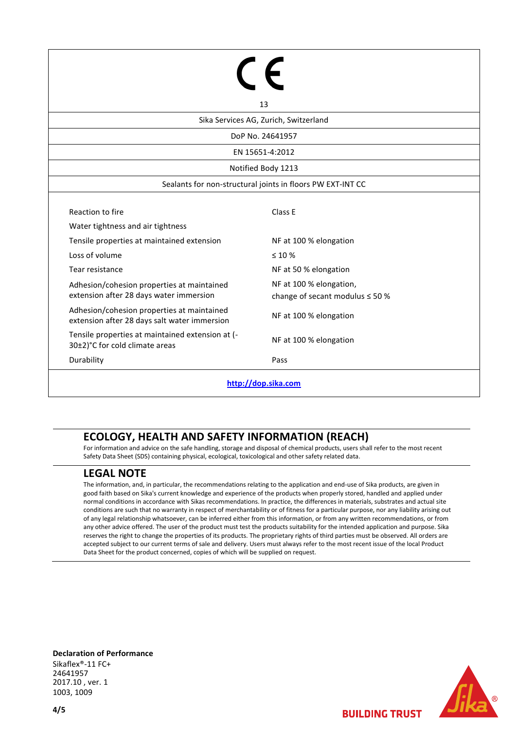CE

13

Sika Services AG, Zurich, Switzerland

DoP No. 24641957

EN 15651-4:2012

Notified Body 1213

Sealants for non-structural joints in floors PW EXT-INT CC

| | |
|---|---|
| Reaction to fire | Class E |
| Water tightness and air tightness | |
| Tensile properties at maintained extension | NF at 100 % elongation |
| Loss of volume | ≤ 10 % |
| Tear resistance | NF at 50 % elongation |
| Adhesion/cohesion properties at maintained extension after 28 days water immersion | NF at 100 % elongation, change of secant modulus ≤ 50 % |
| Adhesion/cohesion properties at maintained extension after 28 days salt water immersion | NF at 100 % elongation |
| Tensile properties at maintained extension at (-30±2)°C for cold climate areas | NF at 100 % elongation |
| Durability | Pass |

http://dop.sika.com

## ECOLOGY, HEALTH AND SAFETY INFORMATION (REACH)

For information and advice on the safe handling, storage and disposal of chemical products, users shall refer to the most recent Safety Data Sheet (SDS) containing physical, ecological, toxicological and other safety related data.

## LEGAL NOTE

The information, and, in particular, the recommendations relating to the application and end-use of Sika products, are given in good faith based on Sika's current knowledge and experience of the products when properly stored, handled and applied under normal conditions in accordance with Sikas recommendations. In practice, the differences in materials, substrates and actual site conditions are such that no warranty in respect of merchantability or of fitness for a particular purpose, nor any liability arising out of any legal relationship whatsoever, can be inferred either from this information, or from any written recommendations, or from any other advice offered. The user of the product must test the products suitability for the intended application and purpose. Sika reserves the right to change the properties of its products. The proprietary rights of third parties must be observed. All orders are accepted subject to our current terms of sale and delivery. Users must always refer to the most recent issue of the local Product Data Sheet for the product concerned, copies of which will be supplied on request.

**Declaration of Performance**
Sikaflex®-11 FC+
24641957
2017.10 , ver. 1
1003, 1009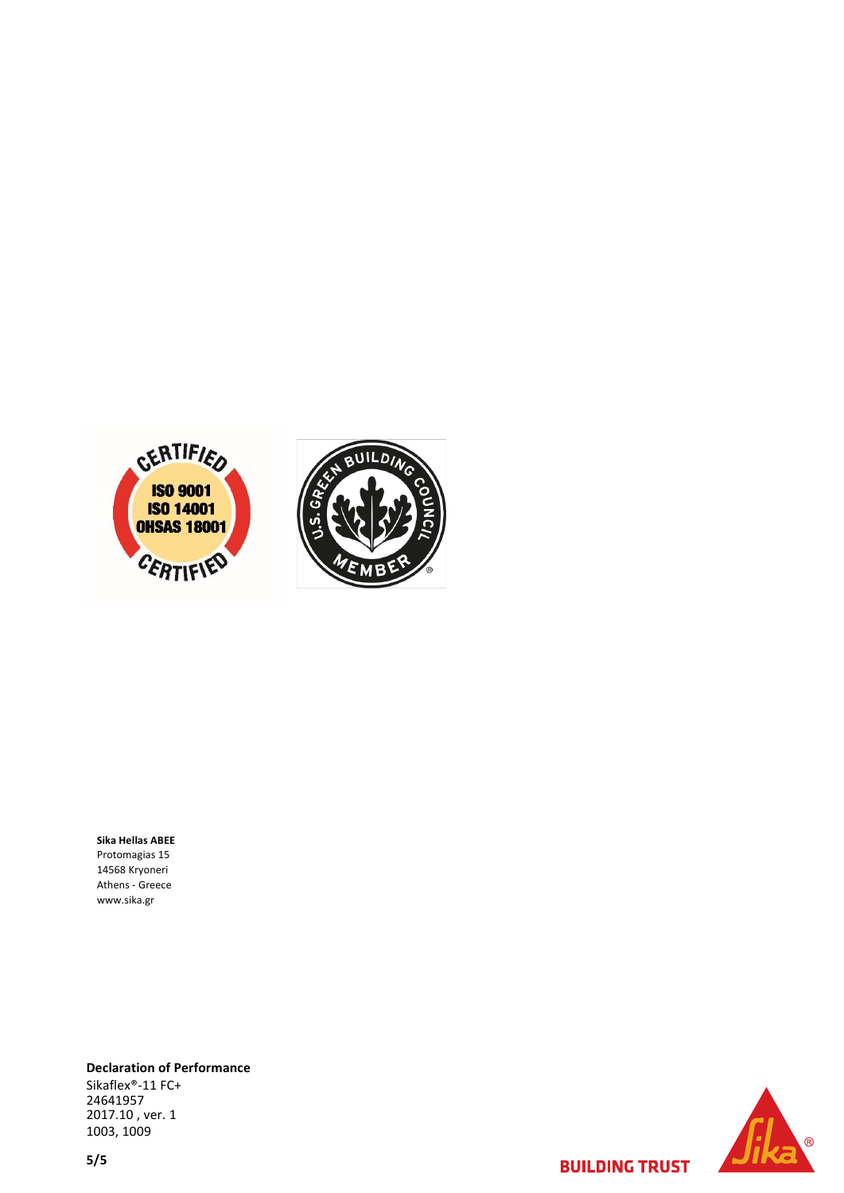**Sika Hellas ABEE**
Protomagias 15
14568 Kryoneri
Athens - Greece
www.sika.gr